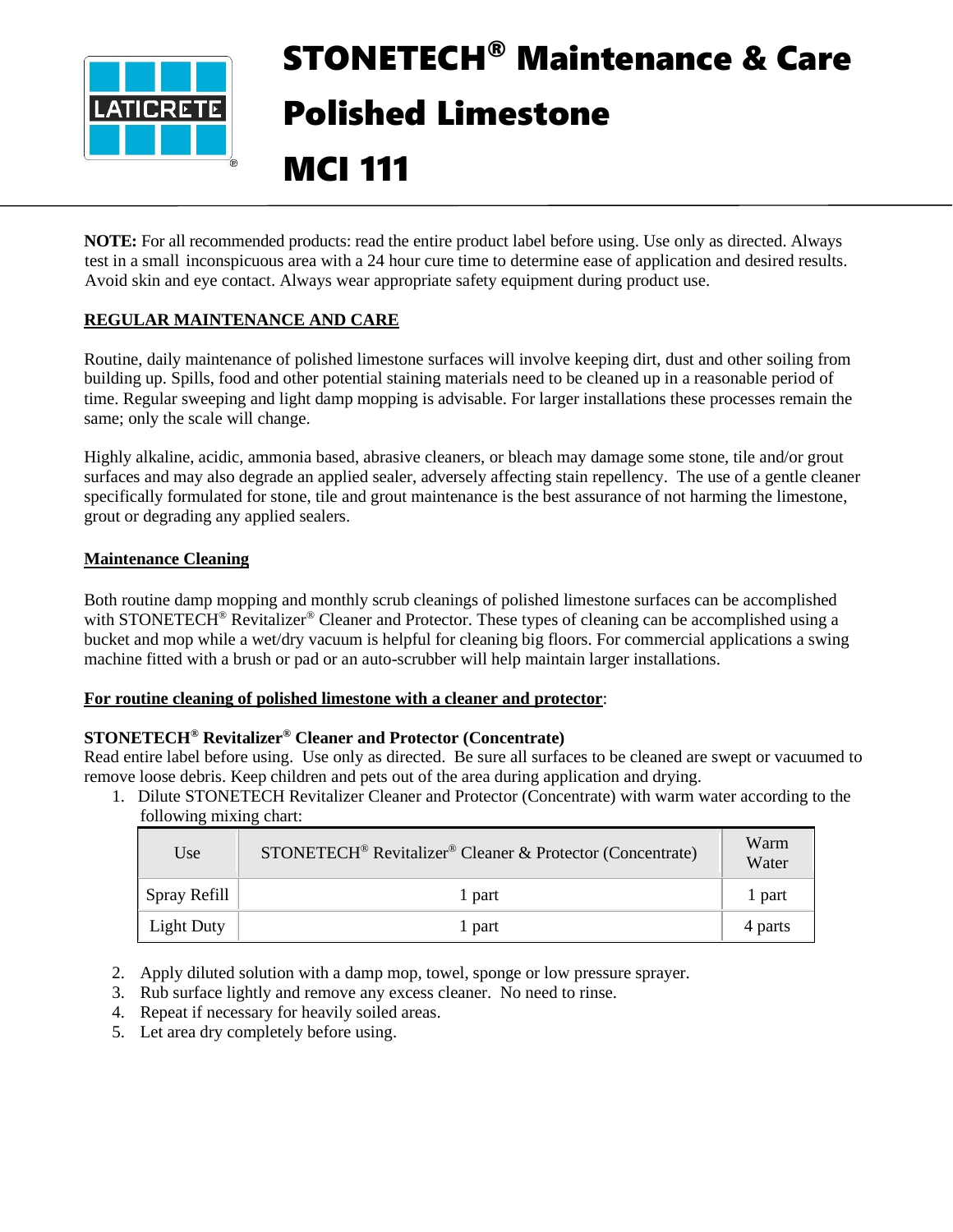# STONETECH® Maintenance & Care

# Polished Limestone

# MCI 111

**NOTE:** For all recommended products: read the entire product label before using. Use only as directed. Always test in a small inconspicuous area with a 24 hour cure time to determine ease of application and desired results. Avoid skin and eye contact. Always wear appropriate safety equipment during product use.

## REGULAR MAINTENANCE AND CARE

Routine, daily maintenance of polished limestone surfaces will involve keeping dirt, dust and other soiling from building up. Spills, food and other potential staining materials need to be cleaned up in a reasonable period of time. Regular sweeping and light damp mopping is advisable. For larger installations these processes remain the same; only the scale will change.

Highly alkaline, acidic, ammonia based, abrasive cleaners, or bleach may damage some stone, tile and/or grout surfaces and may also degrade an applied sealer, adversely affecting stain repellency. The use of a gentle cleaner specifically formulated for stone, tile and grout maintenance is the best assurance of not harming the limestone, grout or degrading any applied sealers.

### Maintenance Cleaning

Both routine damp mopping and monthly scrub cleanings of polished limestone surfaces can be accomplished with STONETECH® Revitalizer® Cleaner and Protector. These types of cleaning can be accomplished using a bucket and mop while a wet/dry vacuum is helpful for cleaning big floors. For commercial applications a swing machine fitted with a brush or pad or an auto-scrubber will help maintain larger installations.

### For routine cleaning of polished limestone with a cleaner and protector:

**STONETECH® Revitalizer® Cleaner and Protector (Concentrate)**

Read entire label before using. Use only as directed. Be sure all surfaces to be cleaned are swept or vacuumed to remove loose debris. Keep children and pets out of the area during application and drying.

1. Dilute STONETECH Revitalizer Cleaner and Protector (Concentrate) with warm water according to the following mixing chart:

| Use | STONETECH® Revitalizer® Cleaner & Protector (Concentrate) | Warm Water |
|---|---|---|
| Spray Refill | 1 part | 1 part |
| Light Duty | 1 part | 4 parts |

2. Apply diluted solution with a damp mop, towel, sponge or low pressure sprayer.
3. Rub surface lightly and remove any excess cleaner. No need to rinse.
4. Repeat if necessary for heavily soiled areas.
5. Let area dry completely before using.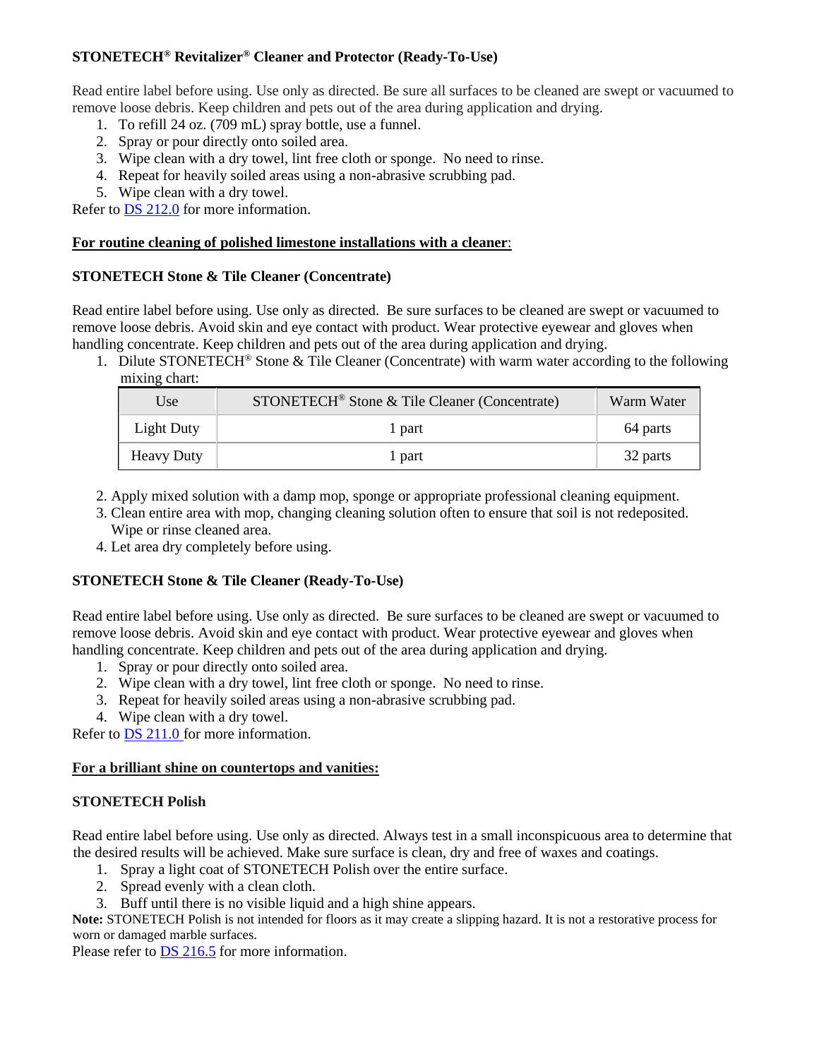**STONETECH® Revitalizer® Cleaner and Protector (Ready-To-Use)**

Read entire label before using. Use only as directed. Be sure all surfaces to be cleaned are swept or vacuumed to remove loose debris. Keep children and pets out of the area during application and drying.

1. To refill 24 oz. (709 mL) spray bottle, use a funnel.
2. Spray or pour directly onto soiled area.
3. Wipe clean with a dry towel, lint free cloth or sponge. No need to rinse.
4. Repeat for heavily soiled areas using a non-abrasive scrubbing pad.
5. Wipe clean with a dry towel.

Refer to DS 212.0 for more information.

**For routine cleaning of polished limestone installations with a cleaner**:

**STONETECH Stone & Tile Cleaner (Concentrate)**

Read entire label before using. Use only as directed. Be sure surfaces to be cleaned are swept or vacuumed to remove loose debris. Avoid skin and eye contact with product. Wear protective eyewear and gloves when handling concentrate. Keep children and pets out of the area during application and drying.

1. Dilute STONETECH® Stone & Tile Cleaner (Concentrate) with warm water according to the following mixing chart:

| Use | STONETECH® Stone & Tile Cleaner (Concentrate) | Warm Water |
|---|---|---|
| Light Duty | 1 part | 64 parts |
| Heavy Duty | 1 part | 32 parts |

2. Apply mixed solution with a damp mop, sponge or appropriate professional cleaning equipment.
3. Clean entire area with mop, changing cleaning solution often to ensure that soil is not redeposited. Wipe or rinse cleaned area.
4. Let area dry completely before using.

**STONETECH Stone & Tile Cleaner (Ready-To-Use)**

Read entire label before using. Use only as directed. Be sure surfaces to be cleaned are swept or vacuumed to remove loose debris. Avoid skin and eye contact with product. Wear protective eyewear and gloves when handling concentrate. Keep children and pets out of the area during application and drying.

1. Spray or pour directly onto soiled area.
2. Wipe clean with a dry towel, lint free cloth or sponge. No need to rinse.
3. Repeat for heavily soiled areas using a non-abrasive scrubbing pad.
4. Wipe clean with a dry towel.

Refer to DS 211.0 for more information.

**For a brilliant shine on countertops and vanities:**

**STONETECH Polish**

Read entire label before using. Use only as directed. Always test in a small inconspicuous area to determine that the desired results will be achieved. Make sure surface is clean, dry and free of waxes and coatings.

1. Spray a light coat of STONETECH Polish over the entire surface.
2. Spread evenly with a clean cloth.
3. Buff until there is no visible liquid and a high shine appears.

**Note:** STONETECH Polish is not intended for floors as it may create a slipping hazard. It is not a restorative process for worn or damaged marble surfaces.

Please refer to DS 216.5 for more information.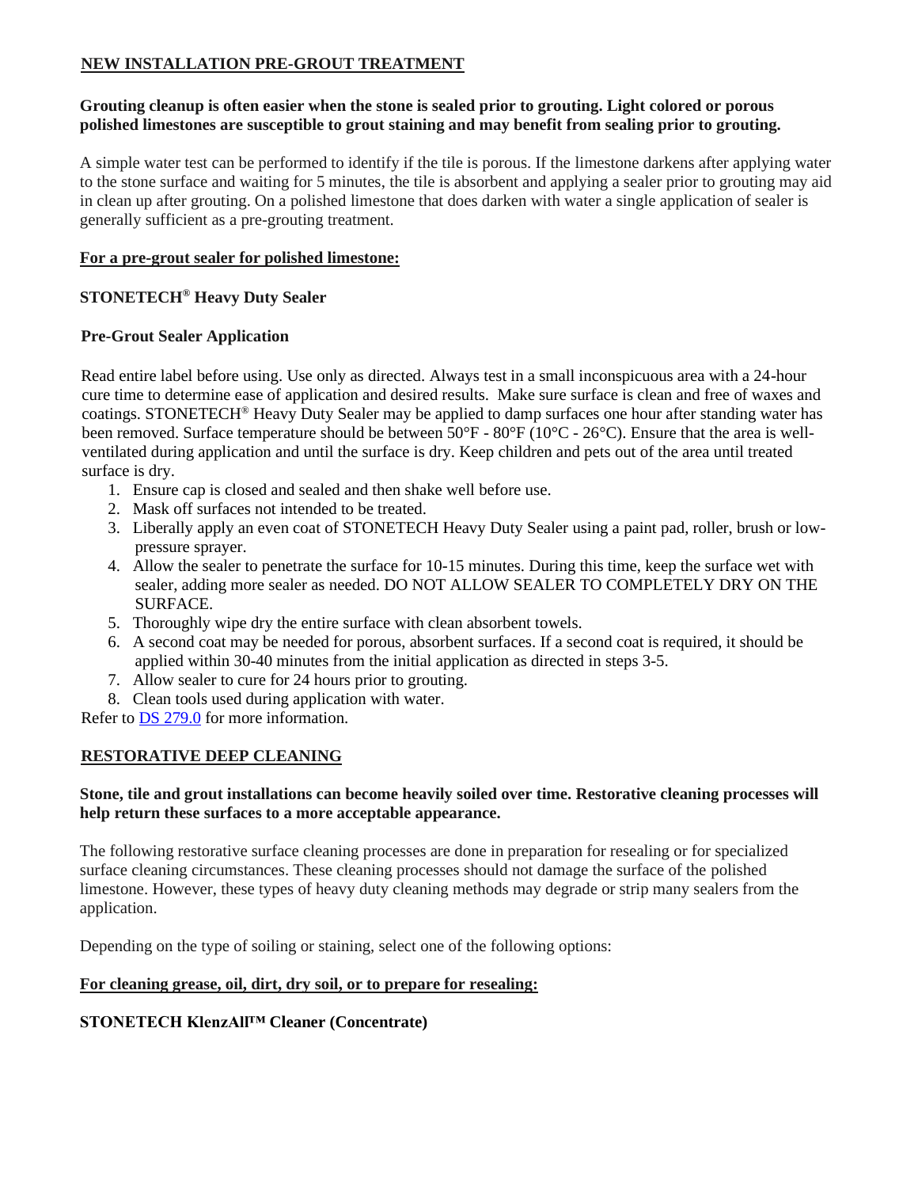## NEW INSTALLATION PRE-GROUT TREATMENT

**Grouting cleanup is often easier when the stone is sealed prior to grouting. Light colored or porous polished limestones are susceptible to grout staining and may benefit from sealing prior to grouting.**

A simple water test can be performed to identify if the tile is porous. If the limestone darkens after applying water to the stone surface and waiting for 5 minutes, the tile is absorbent and applying a sealer prior to grouting may aid in clean up after grouting. On a polished limestone that does darken with water a single application of sealer is generally sufficient as a pre-grouting treatment.

### For a pre-grout sealer for polished limestone:

**STONETECH® Heavy Duty Sealer**

**Pre-Grout Sealer Application**

Read entire label before using. Use only as directed. Always test in a small inconspicuous area with a 24-hour cure time to determine ease of application and desired results. Make sure surface is clean and free of waxes and coatings. STONETECH® Heavy Duty Sealer may be applied to damp surfaces one hour after standing water has been removed. Surface temperature should be between 50°F - 80°F (10°C - 26°C). Ensure that the area is well-ventilated during application and until the surface is dry. Keep children and pets out of the area until treated surface is dry.

1. Ensure cap is closed and sealed and then shake well before use.
2. Mask off surfaces not intended to be treated.
3. Liberally apply an even coat of STONETECH Heavy Duty Sealer using a paint pad, roller, brush or low-pressure sprayer.
4. Allow the sealer to penetrate the surface for 10-15 minutes. During this time, keep the surface wet with sealer, adding more sealer as needed. DO NOT ALLOW SEALER TO COMPLETELY DRY ON THE SURFACE.
5. Thoroughly wipe dry the entire surface with clean absorbent towels.
6. A second coat may be needed for porous, absorbent surfaces. If a second coat is required, it should be applied within 30-40 minutes from the initial application as directed in steps 3-5.
7. Allow sealer to cure for 24 hours prior to grouting.
8. Clean tools used during application with water.

Refer to DS 279.0 for more information.

## RESTORATIVE DEEP CLEANING

**Stone, tile and grout installations can become heavily soiled over time. Restorative cleaning processes will help return these surfaces to a more acceptable appearance.**

The following restorative surface cleaning processes are done in preparation for resealing or for specialized surface cleaning circumstances. These cleaning processes should not damage the surface of the polished limestone. However, these types of heavy duty cleaning methods may degrade or strip many sealers from the application.

Depending on the type of soiling or staining, select one of the following options:

### For cleaning grease, oil, dirt, dry soil, or to prepare for resealing:

**STONETECH KlenzAll™ Cleaner (Concentrate)**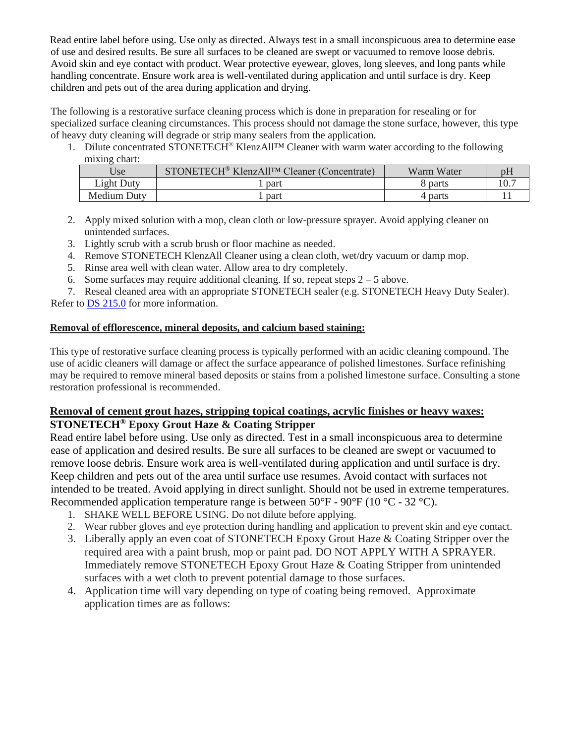Read entire label before using. Use only as directed. Always test in a small inconspicuous area to determine ease of use and desired results. Be sure all surfaces to be cleaned are swept or vacuumed to remove loose debris. Avoid skin and eye contact with product. Wear protective eyewear, gloves, long sleeves, and long pants while handling concentrate. Ensure work area is well-ventilated during application and until surface is dry. Keep children and pets out of the area during application and drying.

The following is a restorative surface cleaning process which is done in preparation for resealing or for specialized surface cleaning circumstances. This process should not damage the stone surface, however, this type of heavy duty cleaning will degrade or strip many sealers from the application.

1. Dilute concentrated STONETECH® KlenzAll™ Cleaner with warm water according to the following mixing chart:

| Use | STONETECH® KlenzAll™ Cleaner (Concentrate) | Warm Water | pH |
|---|---|---|---|
| Light Duty | 1 part | 8 parts | 10.7 |
| Medium Duty | 1 part | 4 parts | 11 |

2. Apply mixed solution with a mop, clean cloth or low-pressure sprayer. Avoid applying cleaner on unintended surfaces.
3. Lightly scrub with a scrub brush or floor machine as needed.
4. Remove STONETECH KlenzAll Cleaner using a clean cloth, wet/dry vacuum or damp mop.
5. Rinse area well with clean water. Allow area to dry completely.
6. Some surfaces may require additional cleaning. If so, repeat steps 2 – 5 above.
7. Reseal cleaned area with an appropriate STONETECH sealer (e.g. STONETECH Heavy Duty Sealer).

Refer to DS 215.0 for more information.

**Removal of efflorescence, mineral deposits, and calcium based staining:**

This type of restorative surface cleaning process is typically performed with an acidic cleaning compound. The use of acidic cleaners will damage or affect the surface appearance of polished limestones. Surface refinishing may be required to remove mineral based deposits or stains from a polished limestone surface. Consulting a stone restoration professional is recommended.

**Removal of cement grout hazes, stripping topical coatings, acrylic finishes or heavy waxes:**

**STONETECH® Epoxy Grout Haze & Coating Stripper**

Read entire label before using. Use only as directed. Test in a small inconspicuous area to determine ease of application and desired results. Be sure all surfaces to be cleaned are swept or vacuumed to remove loose debris. Ensure work area is well-ventilated during application and until surface is dry. Keep children and pets out of the area until surface use resumes. Avoid contact with surfaces not intended to be treated. Avoid applying in direct sunlight. Should not be used in extreme temperatures. Recommended application temperature range is between 50°F - 90°F (10 °C - 32 °C).

1. SHAKE WELL BEFORE USING. Do not dilute before applying.
2. Wear rubber gloves and eye protection during handling and application to prevent skin and eye contact.
3. Liberally apply an even coat of STONETECH Epoxy Grout Haze & Coating Stripper over the required area with a paint brush, mop or paint pad. DO NOT APPLY WITH A SPRAYER. Immediately remove STONETECH Epoxy Grout Haze & Coating Stripper from unintended surfaces with a wet cloth to prevent potential damage to those surfaces.
4. Application time will vary depending on type of coating being removed. Approximate application times are as follows: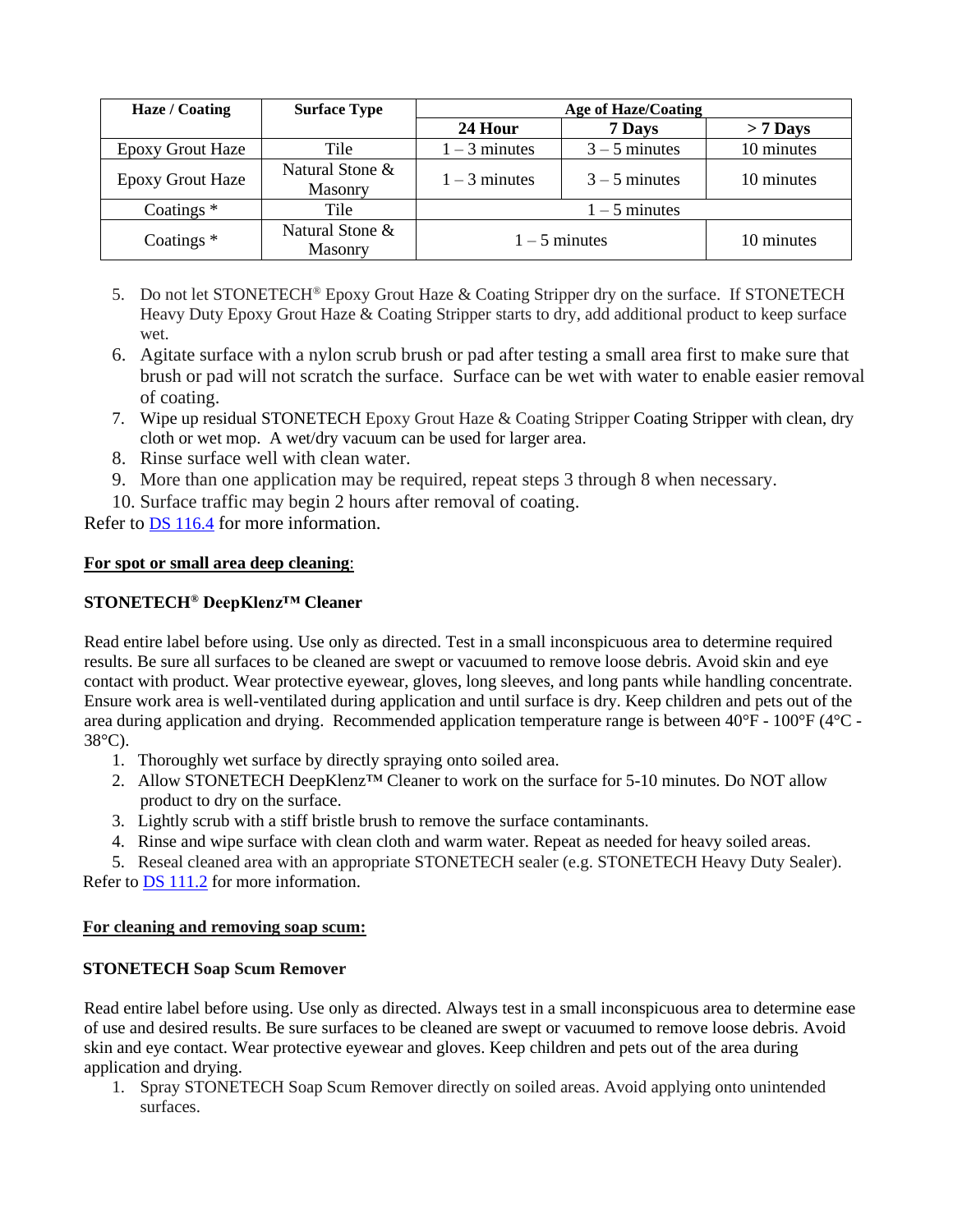| Haze / Coating | Surface Type | Age of Haze/Coating | | |
|---|---|---|---|---|
| | | 24 Hour | 7 Days | > 7 Days |
| Epoxy Grout Haze | Tile | 1 – 3 minutes | 3 – 5 minutes | 10 minutes |
| Epoxy Grout Haze | Natural Stone & Masonry | 1 – 3 minutes | 3 – 5 minutes | 10 minutes |
| Coatings * | Tile | 1 – 5 minutes | | |
| Coatings * | Natural Stone & Masonry | 1 – 5 minutes | | 10 minutes |

5. Do not let STONETECH® Epoxy Grout Haze & Coating Stripper dry on the surface. If STONETECH Heavy Duty Epoxy Grout Haze & Coating Stripper starts to dry, add additional product to keep surface wet.
6. Agitate surface with a nylon scrub brush or pad after testing a small area first to make sure that brush or pad will not scratch the surface. Surface can be wet with water to enable easier removal of coating.
7. Wipe up residual STONETECH Epoxy Grout Haze & Coating Stripper Coating Stripper with clean, dry cloth or wet mop. A wet/dry vacuum can be used for larger area.
8. Rinse surface well with clean water.
9. More than one application may be required, repeat steps 3 through 8 when necessary.
10. Surface traffic may begin 2 hours after removal of coating.

Refer to DS 116.4 for more information.

**For spot or small area deep cleaning**:

**STONETECH® DeepKlenz™ Cleaner**

Read entire label before using. Use only as directed. Test in a small inconspicuous area to determine required results. Be sure all surfaces to be cleaned are swept or vacuumed to remove loose debris. Avoid skin and eye contact with product. Wear protective eyewear, gloves, long sleeves, and long pants while handling concentrate. Ensure work area is well-ventilated during application and until surface is dry. Keep children and pets out of the area during application and drying. Recommended application temperature range is between 40°F - 100°F (4°C - 38°C).

1. Thoroughly wet surface by directly spraying onto soiled area.
2. Allow STONETECH DeepKlenz™ Cleaner to work on the surface for 5-10 minutes. Do NOT allow product to dry on the surface.
3. Lightly scrub with a stiff bristle brush to remove the surface contaminants.
4. Rinse and wipe surface with clean cloth and warm water. Repeat as needed for heavy soiled areas.
5. Reseal cleaned area with an appropriate STONETECH sealer (e.g. STONETECH Heavy Duty Sealer).

Refer to DS 111.2 for more information.

**For cleaning and removing soap scum:**

**STONETECH Soap Scum Remover**

Read entire label before using. Use only as directed. Always test in a small inconspicuous area to determine ease of use and desired results. Be sure surfaces to be cleaned are swept or vacuumed to remove loose debris. Avoid skin and eye contact. Wear protective eyewear and gloves. Keep children and pets out of the area during application and drying.

1. Spray STONETECH Soap Scum Remover directly on soiled areas. Avoid applying onto unintended surfaces.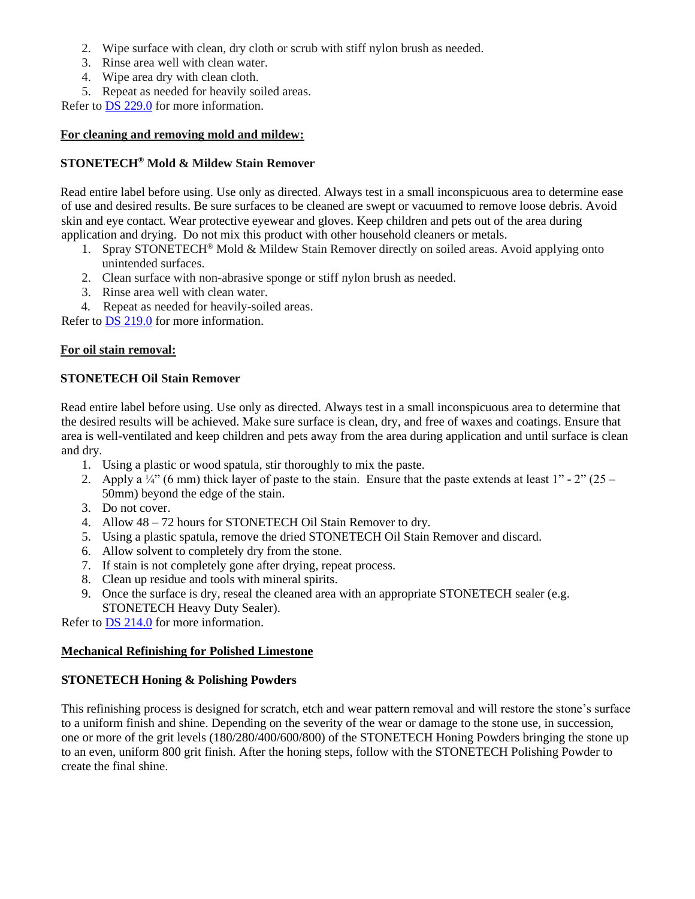2. Wipe surface with clean, dry cloth or scrub with stiff nylon brush as needed.
3. Rinse area well with clean water.
4. Wipe area dry with clean cloth.
5. Repeat as needed for heavily soiled areas.

Refer to DS 229.0 for more information.

**For cleaning and removing mold and mildew:**

**STONETECH® Mold & Mildew Stain Remover**

Read entire label before using. Use only as directed. Always test in a small inconspicuous area to determine ease of use and desired results. Be sure surfaces to be cleaned are swept or vacuumed to remove loose debris. Avoid skin and eye contact. Wear protective eyewear and gloves. Keep children and pets out of the area during application and drying. Do not mix this product with other household cleaners or metals.

1. Spray STONETECH® Mold & Mildew Stain Remover directly on soiled areas. Avoid applying onto unintended surfaces.
2. Clean surface with non-abrasive sponge or stiff nylon brush as needed.
3. Rinse area well with clean water.
4. Repeat as needed for heavily-soiled areas.

Refer to DS 219.0 for more information.

**For oil stain removal:**

**STONETECH Oil Stain Remover**

Read entire label before using. Use only as directed. Always test in a small inconspicuous area to determine that the desired results will be achieved. Make sure surface is clean, dry, and free of waxes and coatings. Ensure that area is well-ventilated and keep children and pets away from the area during application and until surface is clean and dry.

1. Using a plastic or wood spatula, stir thoroughly to mix the paste.
2. Apply a ¼" (6 mm) thick layer of paste to the stain. Ensure that the paste extends at least 1" - 2" (25 – 50mm) beyond the edge of the stain.
3. Do not cover.
4. Allow 48 – 72 hours for STONETECH Oil Stain Remover to dry.
5. Using a plastic spatula, remove the dried STONETECH Oil Stain Remover and discard.
6. Allow solvent to completely dry from the stone.
7. If stain is not completely gone after drying, repeat process.
8. Clean up residue and tools with mineral spirits.
9. Once the surface is dry, reseal the cleaned area with an appropriate STONETECH sealer (e.g. STONETECH Heavy Duty Sealer).

Refer to DS 214.0 for more information.

**Mechanical Refinishing for Polished Limestone**

**STONETECH Honing & Polishing Powders**

This refinishing process is designed for scratch, etch and wear pattern removal and will restore the stone's surface to a uniform finish and shine. Depending on the severity of the wear or damage to the stone use, in succession, one or more of the grit levels (180/280/400/600/800) of the STONETECH Honing Powders bringing the stone up to an even, uniform 800 grit finish. After the honing steps, follow with the STONETECH Polishing Powder to create the final shine.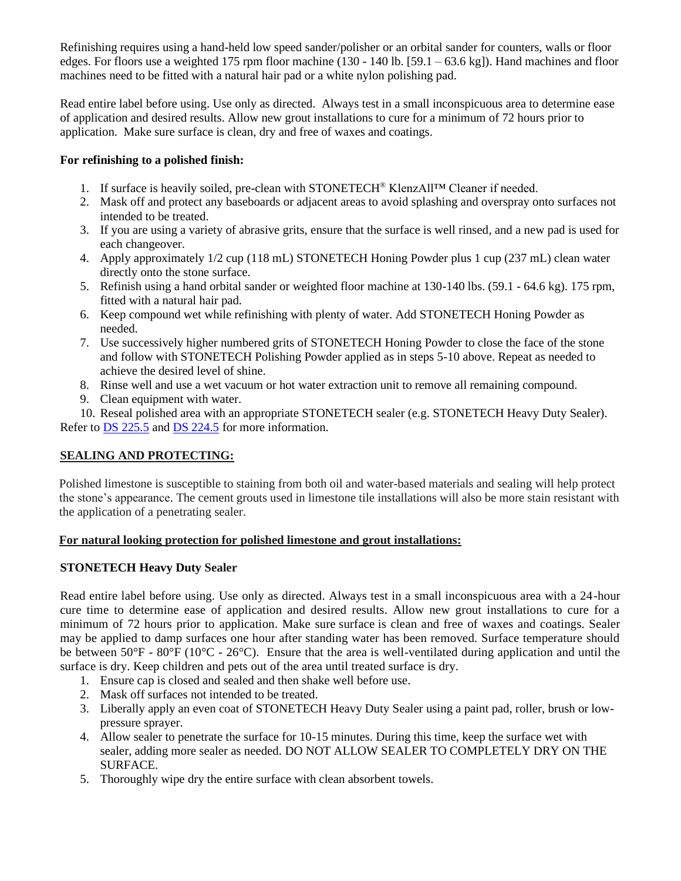Refinishing requires using a hand-held low speed sander/polisher or an orbital sander for counters, walls or floor edges. For floors use a weighted 175 rpm floor machine (130 - 140 lb. [59.1 – 63.6 kg]). Hand machines and floor machines need to be fitted with a natural hair pad or a white nylon polishing pad.

Read entire label before using. Use only as directed. Always test in a small inconspicuous area to determine ease of application and desired results. Allow new grout installations to cure for a minimum of 72 hours prior to application. Make sure surface is clean, dry and free of waxes and coatings.

**For refinishing to a polished finish:**

1. If surface is heavily soiled, pre-clean with STONETECH® KlenzAll™ Cleaner if needed.
2. Mask off and protect any baseboards or adjacent areas to avoid splashing and overspray onto surfaces not intended to be treated.
3. If you are using a variety of abrasive grits, ensure that the surface is well rinsed, and a new pad is used for each changeover.
4. Apply approximately 1/2 cup (118 mL) STONETECH Honing Powder plus 1 cup (237 mL) clean water directly onto the stone surface.
5. Refinish using a hand orbital sander or weighted floor machine at 130-140 lbs. (59.1 - 64.6 kg). 175 rpm, fitted with a natural hair pad.
6. Keep compound wet while refinishing with plenty of water. Add STONETECH Honing Powder as needed.
7. Use successively higher numbered grits of STONETECH Honing Powder to close the face of the stone and follow with STONETECH Polishing Powder applied as in steps 5-10 above. Repeat as needed to achieve the desired level of shine.
8. Rinse well and use a wet vacuum or hot water extraction unit to remove all remaining compound.
9. Clean equipment with water.
10. Reseal polished area with an appropriate STONETECH sealer (e.g. STONETECH Heavy Duty Sealer).

Refer to DS 225.5 and DS 224.5 for more information.

## SEALING AND PROTECTING:

Polished limestone is susceptible to staining from both oil and water-based materials and sealing will help protect the stone's appearance. The cement grouts used in limestone tile installations will also be more stain resistant with the application of a penetrating sealer.

### For natural looking protection for polished limestone and grout installations:

**STONETECH Heavy Duty Sealer**

Read entire label before using. Use only as directed. Always test in a small inconspicuous area with a 24-hour cure time to determine ease of application and desired results. Allow new grout installations to cure for a minimum of 72 hours prior to application. Make sure surface is clean and free of waxes and coatings. Sealer may be applied to damp surfaces one hour after standing water has been removed. Surface temperature should be between 50°F - 80°F (10°C - 26°C). Ensure that the area is well-ventilated during application and until the surface is dry. Keep children and pets out of the area until treated surface is dry.

1. Ensure cap is closed and sealed and then shake well before use.
2. Mask off surfaces not intended to be treated.
3. Liberally apply an even coat of STONETECH Heavy Duty Sealer using a paint pad, roller, brush or low-pressure sprayer.
4. Allow sealer to penetrate the surface for 10-15 minutes. During this time, keep the surface wet with sealer, adding more sealer as needed. DO NOT ALLOW SEALER TO COMPLETELY DRY ON THE SURFACE.
5. Thoroughly wipe dry the entire surface with clean absorbent towels.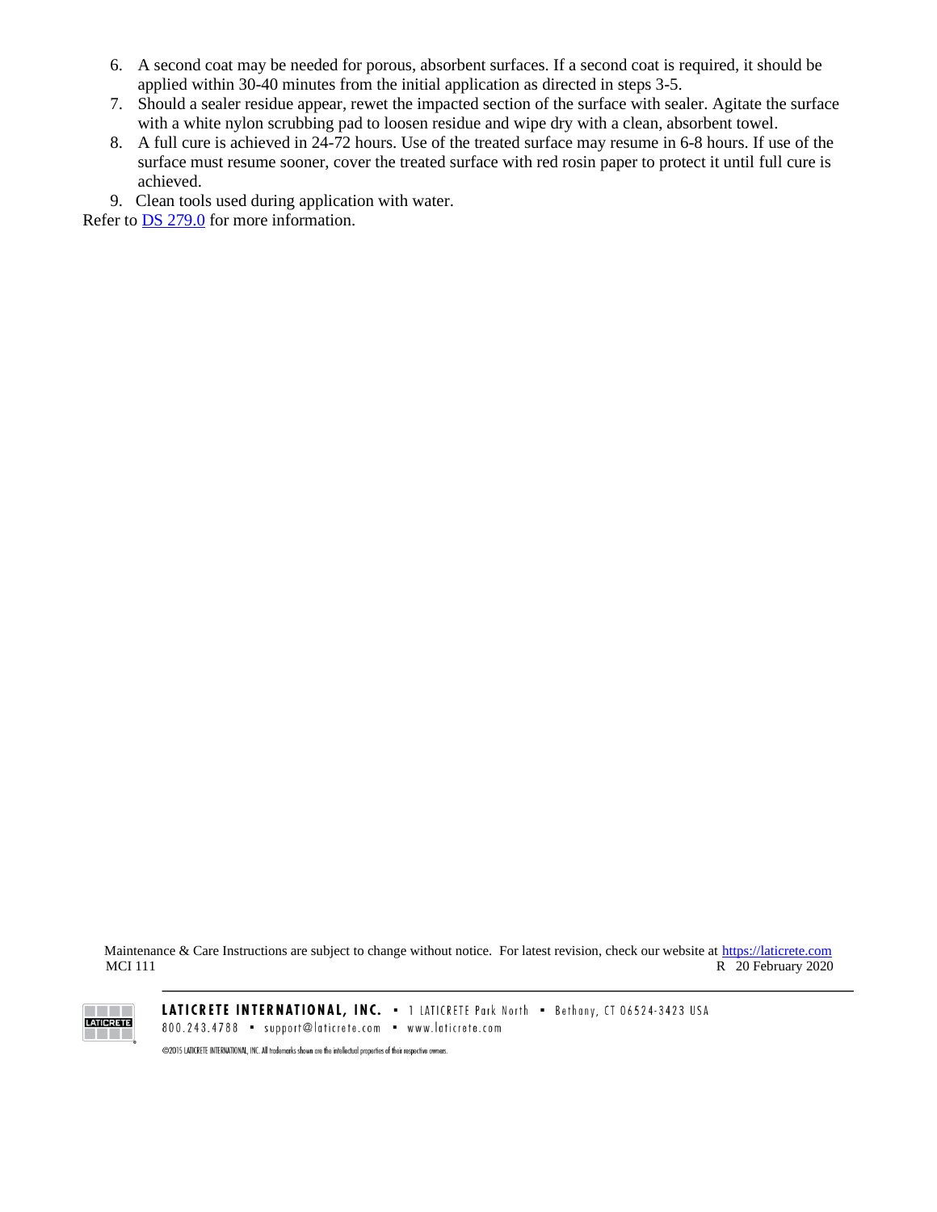6. A second coat may be needed for porous, absorbent surfaces. If a second coat is required, it should be applied within 30-40 minutes from the initial application as directed in steps 3-5.
7. Should a sealer residue appear, rewet the impacted section of the surface with sealer. Agitate the surface with a white nylon scrubbing pad to loosen residue and wipe dry with a clean, absorbent towel.
8. A full cure is achieved in 24-72 hours. Use of the treated surface may resume in 6-8 hours. If use of the surface must resume sooner, cover the treated surface with red rosin paper to protect it until full cure is achieved.
9. Clean tools used during application with water.

Refer to DS 279.0 for more information.

Maintenance & Care Instructions are subject to change without notice. For latest revision, check our website at https://laticrete.com

MCI 111 R 20 February 2020

**LATICRETE INTERNATIONAL, INC.** ▪ 1 LATICRETE Park North ▪ Bethany, CT 06524-3423 USA
800.243.4788 ▪ support@laticrete.com ▪ www.laticrete.com

©2015 LATICRETE INTERNATIONAL, INC. All trademarks shown are the intellectual properties of their respective owners.